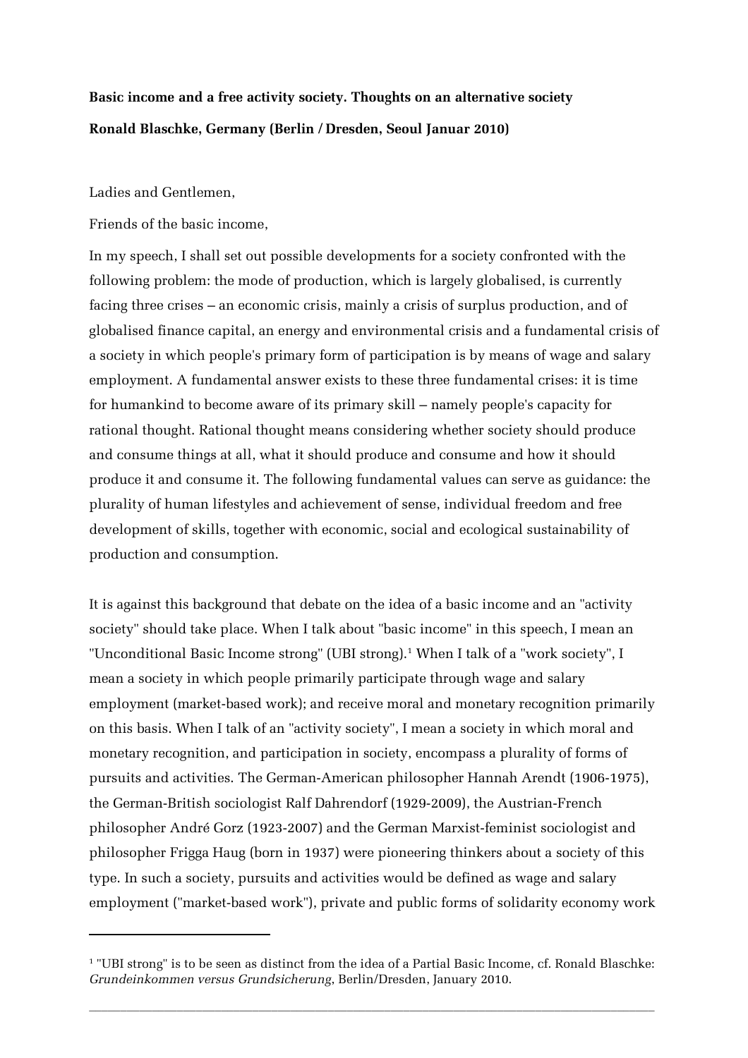**Basic income and a free activity society. Thoughts on an alternative society**

**Ronald Blaschke, Germany (Berlin / Dresden, Seoul Januar 2010)**

Ladies and Gentlemen,

Friends of the basic income,

In my speech, I shall set out possible developments for a society confronted with the following problem: the mode of production, which is largely globalised, is currently facing three crises – an economic crisis, mainly a crisis of surplus production, and of globalised finance capital, an energy and environmental crisis and a fundamental crisis of a society in which people's primary form of participation is by means of wage and salary employment. A fundamental answer exists to these three fundamental crises: it is time for humankind to become aware of its primary skill – namely people's capacity for rational thought. Rational thought means considering whether society should produce and consume things at all, what it should produce and consume and how it should produce it and consume it. The following fundamental values can serve as guidance: the plurality of human lifestyles and achievement of sense, individual freedom and free development of skills, together with economic, social and ecological sustainability of production and consumption.

It is against this background that debate on the idea of a basic income and an "activity society" should take place. When I talk about "basic income" in this speech, I mean an "Unconditional Basic Income strong" (UBI strong).[1] When I talk of a "work society", I mean a society in which people primarily participate through wage and salary employment (market-based work); and receive moral and monetary recognition primarily on this basis. When I talk of an "activity society", I mean a society in which moral and monetary recognition, and participation in society, encompass a plurality of forms of pursuits and activities. The German-American philosopher Hannah Arendt (1906-1975), the German-British sociologist Ralf Dahrendorf (1929-2009), the Austrian-French philosopher André Gorz (1923-2007) and the German Marxist-feminist sociologist and philosopher Frigga Haug (born in 1937) were pioneering thinkers about a society of this type. In such a society, pursuits and activities would be defined as wage and salary employment ("market-based work"), private and public forms of solidarity economy work

[1] "UBI strong" is to be seen as distinct from the idea of a Partial Basic Income, cf. Ronald Blaschke: *Grundeinkommen versus Grundsicherung*, Berlin/Dresden, January 2010.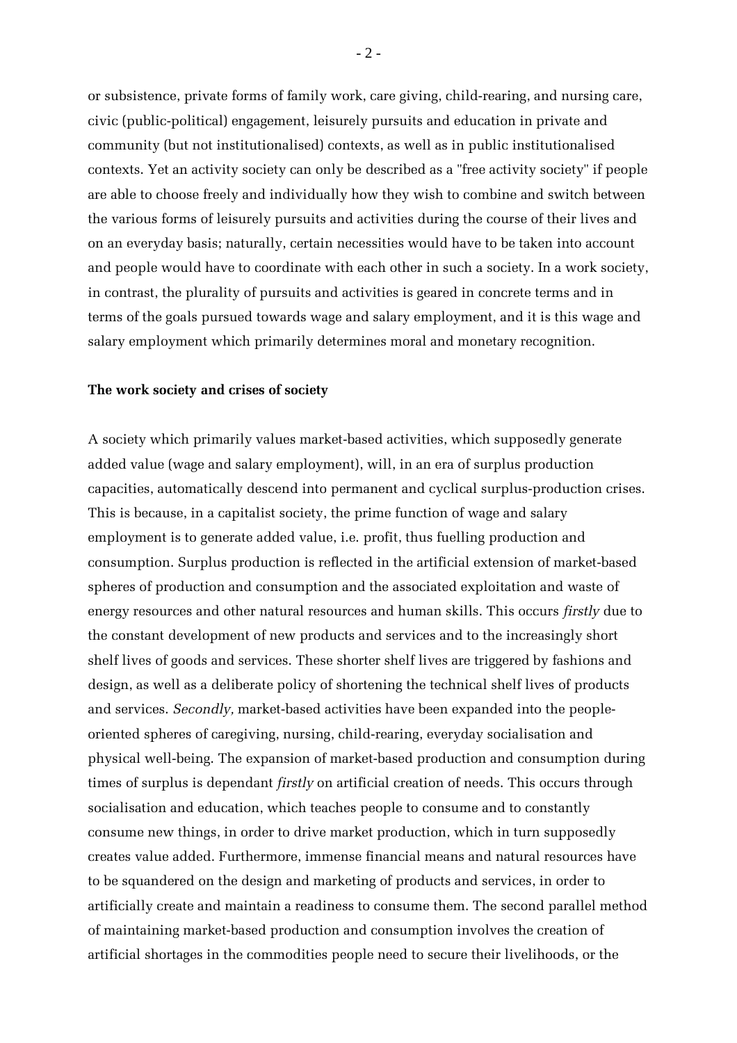or subsistence, private forms of family work, care giving, child-rearing, and nursing care, civic (public-political) engagement, leisurely pursuits and education in private and community (but not institutionalised) contexts, as well as in public institutionalised contexts. Yet an activity society can only be described as a "free activity society" if people are able to choose freely and individually how they wish to combine and switch between the various forms of leisurely pursuits and activities during the course of their lives and on an everyday basis; naturally, certain necessities would have to be taken into account and people would have to coordinate with each other in such a society. In a work society, in contrast, the plurality of pursuits and activities is geared in concrete terms and in terms of the goals pursued towards wage and salary employment, and it is this wage and salary employment which primarily determines moral and monetary recognition.

**The work society and crises of society**

A society which primarily values market-based activities, which supposedly generate added value (wage and salary employment), will, in an era of surplus production capacities, automatically descend into permanent and cyclical surplus-production crises. This is because, in a capitalist society, the prime function of wage and salary employment is to generate added value, i.e. profit, thus fuelling production and consumption. Surplus production is reflected in the artificial extension of market-based spheres of production and consumption and the associated exploitation and waste of energy resources and other natural resources and human skills. This occurs *firstly* due to the constant development of new products and services and to the increasingly short shelf lives of goods and services. These shorter shelf lives are triggered by fashions and design, as well as a deliberate policy of shortening the technical shelf lives of products and services. *Secondly,* market-based activities have been expanded into the people-oriented spheres of caregiving, nursing, child-rearing, everyday socialisation and physical well-being. The expansion of market-based production and consumption during times of surplus is dependant *firstly* on artificial creation of needs. This occurs through socialisation and education, which teaches people to consume and to constantly consume new things, in order to drive market production, which in turn supposedly creates value added. Furthermore, immense financial means and natural resources have to be squandered on the design and marketing of products and services, in order to artificially create and maintain a readiness to consume them. The second parallel method of maintaining market-based production and consumption involves the creation of artificial shortages in the commodities people need to secure their livelihoods, or the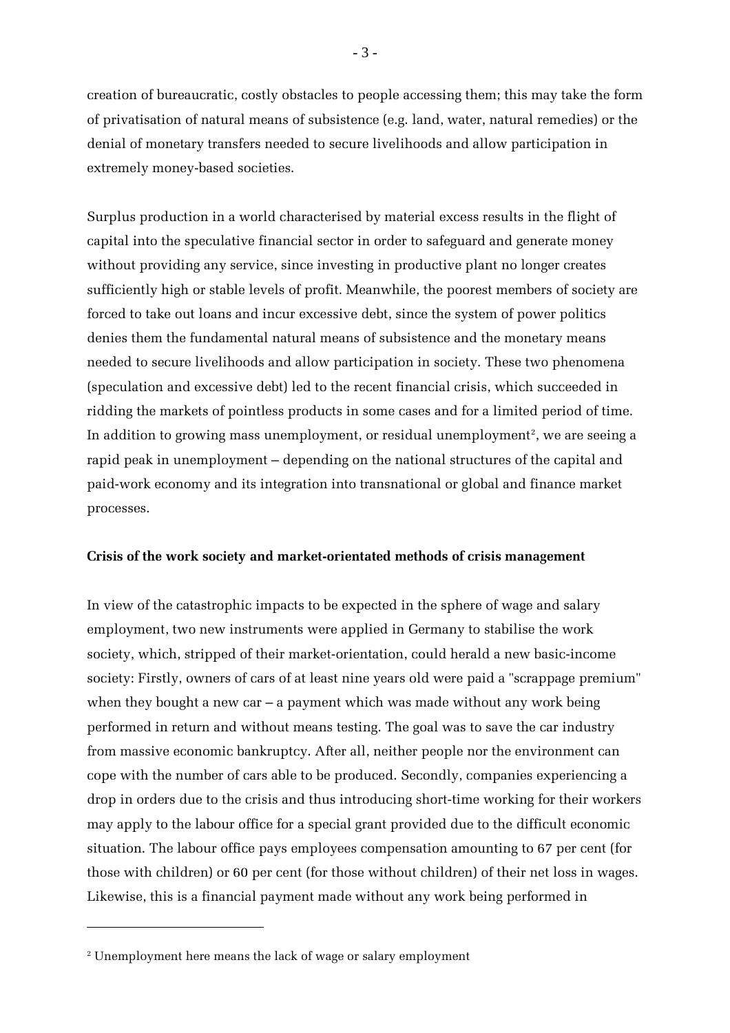creation of bureaucratic, costly obstacles to people accessing them; this may take the form of privatisation of natural means of subsistence (e.g. land, water, natural remedies) or the denial of monetary transfers needed to secure livelihoods and allow participation in extremely money-based societies.

Surplus production in a world characterised by material excess results in the flight of capital into the speculative financial sector in order to safeguard and generate money without providing any service, since investing in productive plant no longer creates sufficiently high or stable levels of profit. Meanwhile, the poorest members of society are forced to take out loans and incur excessive debt, since the system of power politics denies them the fundamental natural means of subsistence and the monetary means needed to secure livelihoods and allow participation in society. These two phenomena (speculation and excessive debt) led to the recent financial crisis, which succeeded in ridding the markets of pointless products in some cases and for a limited period of time. In addition to growing mass unemployment, or residual unemployment[2], we are seeing a rapid peak in unemployment – depending on the national structures of the capital and paid-work economy and its integration into transnational or global and finance market processes.

**Crisis of the work society and market-orientated methods of crisis management**

In view of the catastrophic impacts to be expected in the sphere of wage and salary employment, two new instruments were applied in Germany to stabilise the work society, which, stripped of their market-orientation, could herald a new basic-income society: Firstly, owners of cars of at least nine years old were paid a "scrappage premium" when they bought a new car – a payment which was made without any work being performed in return and without means testing. The goal was to save the car industry from massive economic bankruptcy. After all, neither people nor the environment can cope with the number of cars able to be produced. Secondly, companies experiencing a drop in orders due to the crisis and thus introducing short-time working for their workers may apply to the labour office for a special grant provided due to the difficult economic situation. The labour office pays employees compensation amounting to 67 per cent (for those with children) or 60 per cent (for those without children) of their net loss in wages. Likewise, this is a financial payment made without any work being performed in

[2] Unemployment here means the lack of wage or salary employment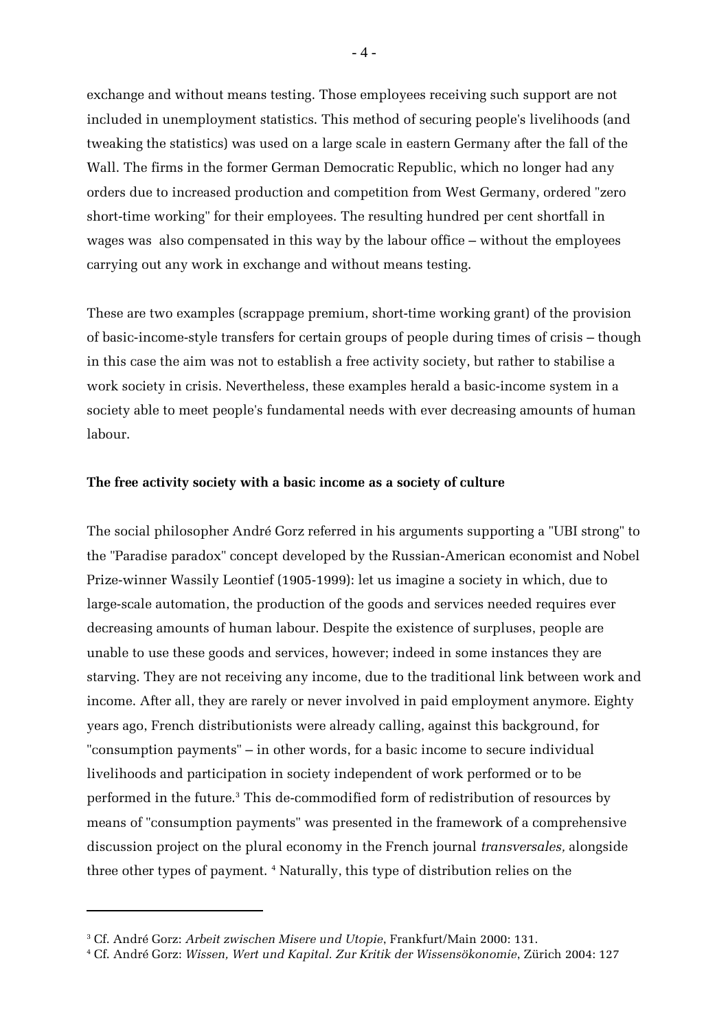exchange and without means testing. Those employees receiving such support are not included in unemployment statistics. This method of securing people's livelihoods (and tweaking the statistics) was used on a large scale in eastern Germany after the fall of the Wall. The firms in the former German Democratic Republic, which no longer had any orders due to increased production and competition from West Germany, ordered "zero short-time working" for their employees. The resulting hundred per cent shortfall in wages was also compensated in this way by the labour office – without the employees carrying out any work in exchange and without means testing.

These are two examples (scrappage premium, short-time working grant) of the provision of basic-income-style transfers for certain groups of people during times of crisis – though in this case the aim was not to establish a free activity society, but rather to stabilise a work society in crisis. Nevertheless, these examples herald a basic-income system in a society able to meet people's fundamental needs with ever decreasing amounts of human labour.

**The free activity society with a basic income as a society of culture**

The social philosopher André Gorz referred in his arguments supporting a "UBI strong" to the "Paradise paradox" concept developed by the Russian-American economist and Nobel Prize-winner Wassily Leontief (1905-1999): let us imagine a society in which, due to large-scale automation, the production of the goods and services needed requires ever decreasing amounts of human labour. Despite the existence of surpluses, people are unable to use these goods and services, however; indeed in some instances they are starving. They are not receiving any income, due to the traditional link between work and income. After all, they are rarely or never involved in paid employment anymore. Eighty years ago, French distributionists were already calling, against this background, for "consumption payments" – in other words, for a basic income to secure individual livelihoods and participation in society independent of work performed or to be performed in the future.[3] This de-commodified form of redistribution of resources by means of "consumption payments" was presented in the framework of a comprehensive discussion project on the plural economy in the French journal *transversales,* alongside three other types of payment. [4] Naturally, this type of distribution relies on the

[3] Cf. André Gorz: *Arbeit zwischen Misere und Utopie*, Frankfurt/Main 2000: 131.

[4] Cf. André Gorz: *Wissen, Wert und Kapital. Zur Kritik der Wissensökonomie*, Zürich 2004: 127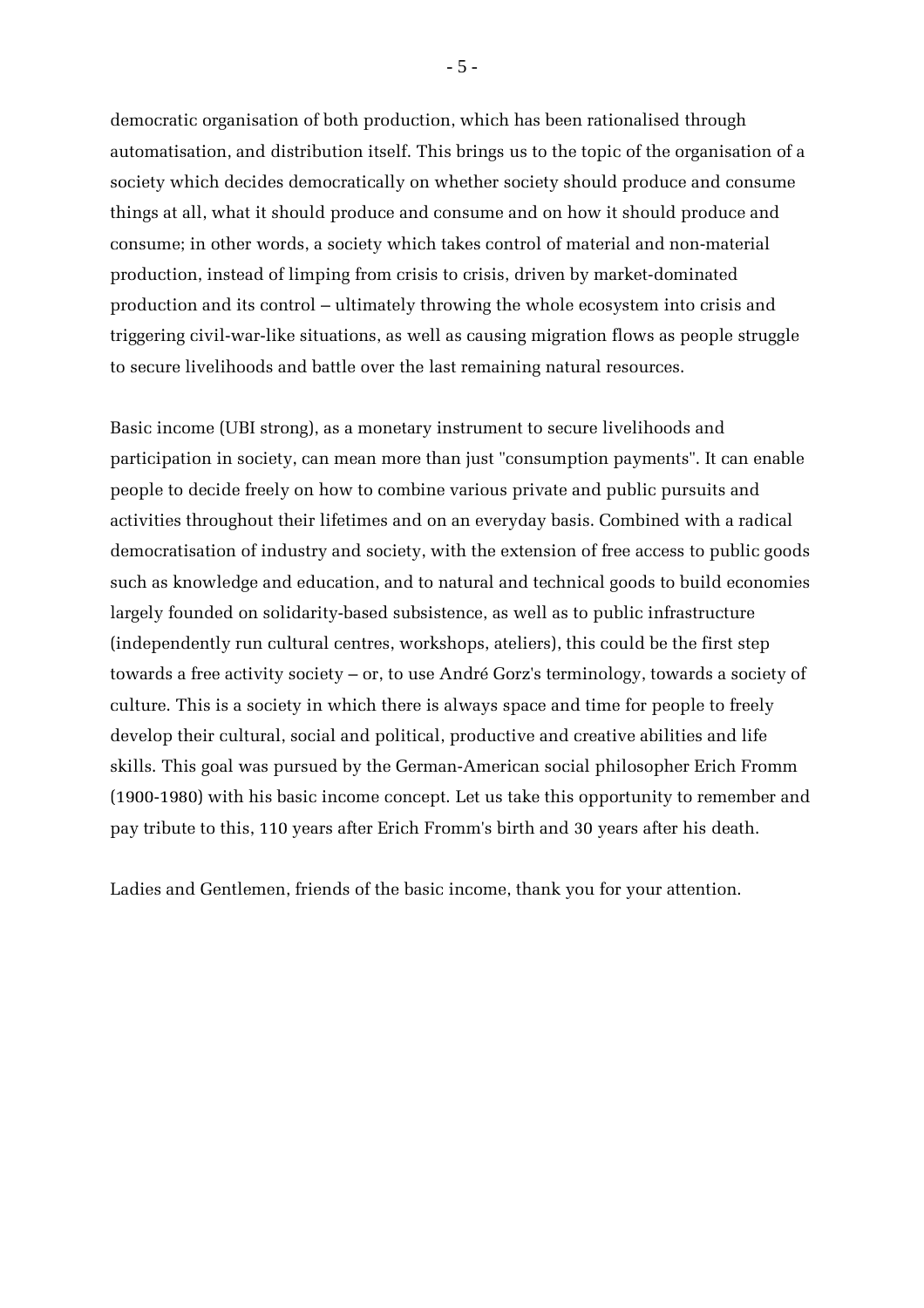democratic organisation of both production, which has been rationalised through automatisation, and distribution itself. This brings us to the topic of the organisation of a society which decides democratically on whether society should produce and consume things at all, what it should produce and consume and on how it should produce and consume; in other words, a society which takes control of material and non-material production, instead of limping from crisis to crisis, driven by market-dominated production and its control – ultimately throwing the whole ecosystem into crisis and triggering civil-war-like situations, as well as causing migration flows as people struggle to secure livelihoods and battle over the last remaining natural resources.

Basic income (UBI strong), as a monetary instrument to secure livelihoods and participation in society, can mean more than just "consumption payments". It can enable people to decide freely on how to combine various private and public pursuits and activities throughout their lifetimes and on an everyday basis. Combined with a radical democratisation of industry and society, with the extension of free access to public goods such as knowledge and education, and to natural and technical goods to build economies largely founded on solidarity-based subsistence, as well as to public infrastructure (independently run cultural centres, workshops, ateliers), this could be the first step towards a free activity society – or, to use André Gorz's terminology, towards a society of culture. This is a society in which there is always space and time for people to freely develop their cultural, social and political, productive and creative abilities and life skills. This goal was pursued by the German-American social philosopher Erich Fromm (1900-1980) with his basic income concept. Let us take this opportunity to remember and pay tribute to this, 110 years after Erich Fromm's birth and 30 years after his death.

Ladies and Gentlemen, friends of the basic income, thank you for your attention.